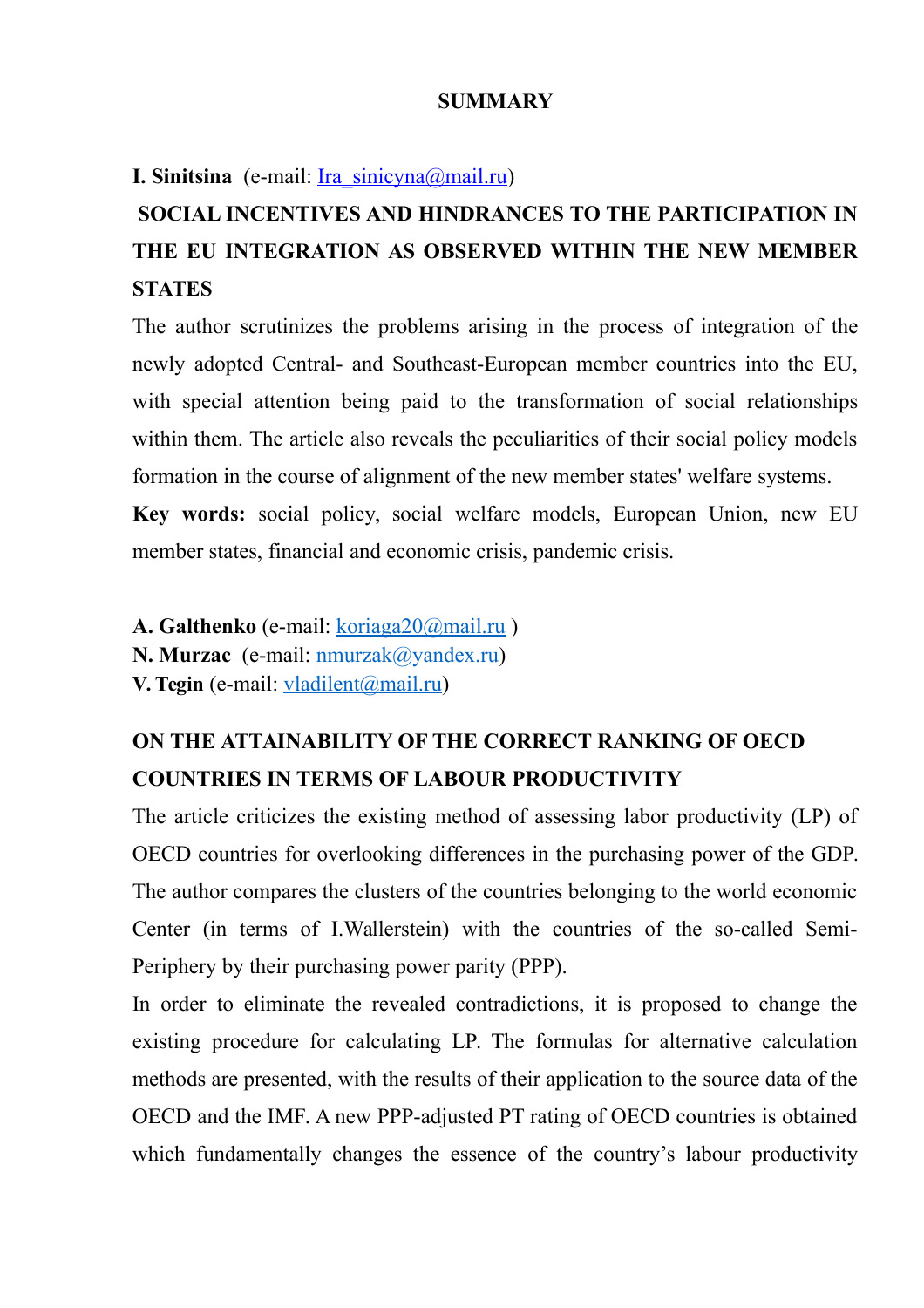# SUMMARY

**I. Sinitsina** (e-mail: Ira_sinicyna@mail.ru)

## SOCIAL INCENTIVES AND HINDRANCES TO THE PARTICIPATION IN THE EU INTEGRATION AS OBSERVED WITHIN THE NEW MEMBER STATES

The author scrutinizes the problems arising in the process of integration of the newly adopted Central- and Southeast-European member countries into the EU, with special attention being paid to the transformation of social relationships within them. The article also reveals the peculiarities of their social policy models formation in the course of alignment of the new member states' welfare systems.

**Key words:** social policy, social welfare models, European Union, new EU member states, financial and economic crisis, pandemic crisis.

**A. Galthenko** (e-mail: koriaga20@mail.ru )
**N. Murzac** (e-mail: nmurzak@yandex.ru)
**V. Tegin** (e-mail: vladilent@mail.ru)

## ON THE ATTAINABILITY OF THE CORRECT RANKING OF OECD COUNTRIES IN TERMS OF LABOUR PRODUCTIVITY

The article criticizes the existing method of assessing labor productivity (LP) of OECD countries for overlooking differences in the purchasing power of the GDP. The author compares the clusters of the countries belonging to the world economic Center (in terms of I.Wallerstein) with the countries of the so-called Semi-Periphery by their purchasing power parity (PPP).

In order to eliminate the revealed contradictions, it is proposed to change the existing procedure for calculating LP. The formulas for alternative calculation methods are presented, with the results of their application to the source data of the OECD and the IMF. A new PPP-adjusted PT rating of OECD countries is obtained which fundamentally changes the essence of the country's labour productivity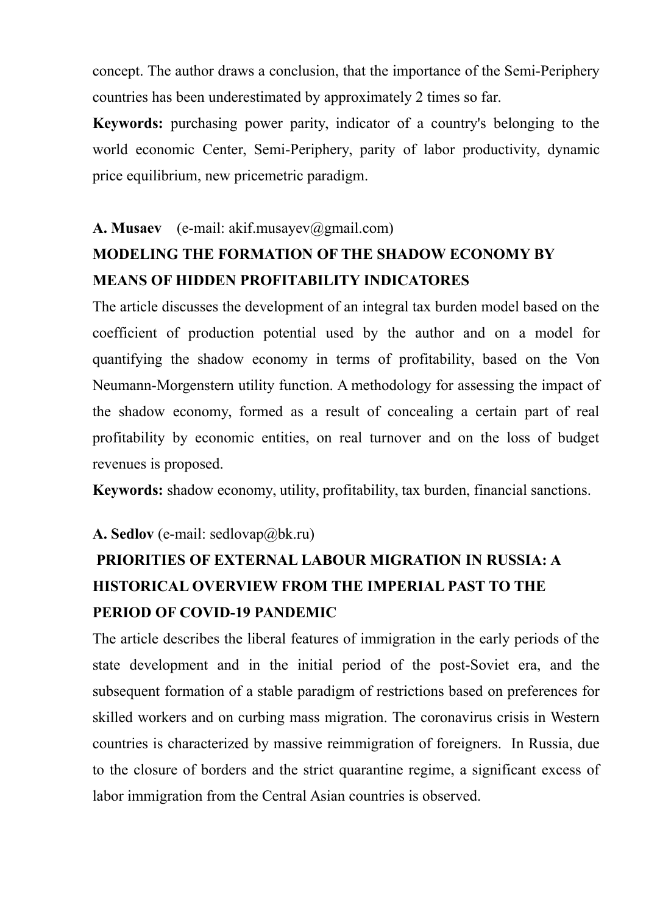concept. The author draws a conclusion, that the importance of the Semi-Periphery countries has been underestimated by approximately 2 times so far.

**Keywords:** purchasing power parity, indicator of a country's belonging to the world economic Center, Semi-Periphery, parity of labor productivity, dynamic price equilibrium, new pricemetric paradigm.

**A. Musaev** (e-mail: akif.musayev@gmail.com)

## MODELING THE FORMATION OF THE SHADOW ECONOMY BY MEANS OF HIDDEN PROFITABILITY INDICATORES

The article discusses the development of an integral tax burden model based on the coefficient of production potential used by the author and on a model for quantifying the shadow economy in terms of profitability, based on the Von Neumann-Morgenstern utility function. A methodology for assessing the impact of the shadow economy, formed as a result of concealing a certain part of real profitability by economic entities, on real turnover and on the loss of budget revenues is proposed.

**Keywords:** shadow economy, utility, profitability, tax burden, financial sanctions.

**A. Sedlov** (e-mail: sedlovap@bk.ru)

## PRIORITIES OF EXTERNAL LABOUR MIGRATION IN RUSSIA: A HISTORICAL OVERVIEW FROM THE IMPERIAL PAST TO THE PERIOD OF COVID-19 PANDEMIC

The article describes the liberal features of immigration in the early periods of the state development and in the initial period of the post-Soviet era, and the subsequent formation of a stable paradigm of restrictions based on preferences for skilled workers and on curbing mass migration. The coronavirus crisis in Western countries is characterized by massive reimmigration of foreigners. In Russia, due to the closure of borders and the strict quarantine regime, a significant excess of labor immigration from the Central Asian countries is observed.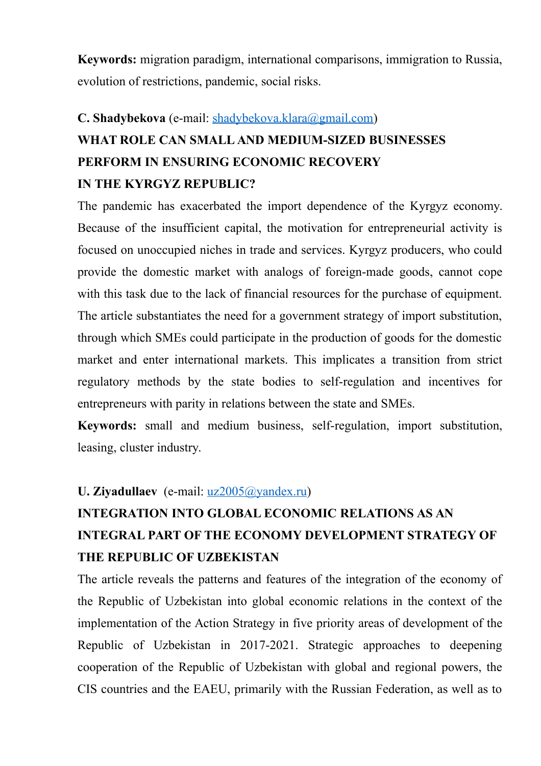**Keywords:** migration paradigm, international comparisons, immigration to Russia, evolution of restrictions, pandemic, social risks.

**C. Shadybekova** (e-mail: shadybekova.klara@gmail.com)

### WHAT ROLE CAN SMALL AND MEDIUM-SIZED BUSINESSES PERFORM IN ENSURING ECONOMIC RECOVERY IN THE KYRGYZ REPUBLIC?

The pandemic has exacerbated the import dependence of the Kyrgyz economy. Because of the insufficient capital, the motivation for entrepreneurial activity is focused on unoccupied niches in trade and services. Kyrgyz producers, who could provide the domestic market with analogs of foreign-made goods, cannot cope with this task due to the lack of financial resources for the purchase of equipment. The article substantiates the need for a government strategy of import substitution, through which SMEs could participate in the production of goods for the domestic market and enter international markets. This implicates a transition from strict regulatory methods by the state bodies to self-regulation and incentives for entrepreneurs with parity in relations between the state and SMEs.

**Keywords:** small and medium business, self-regulation, import substitution, leasing, cluster industry.

**U. Ziyadullaev** (e-mail: uz2005@yandex.ru)

### INTEGRATION INTO GLOBAL ECONOMIC RELATIONS AS AN INTEGRAL PART OF THE ECONOMY DEVELOPMENT STRATEGY OF THE REPUBLIC OF UZBEKISTAN

The article reveals the patterns and features of the integration of the economy of the Republic of Uzbekistan into global economic relations in the context of the implementation of the Action Strategy in five priority areas of development of the Republic of Uzbekistan in 2017-2021. Strategic approaches to deepening cooperation of the Republic of Uzbekistan with global and regional powers, the CIS countries and the EAEU, primarily with the Russian Federation, as well as to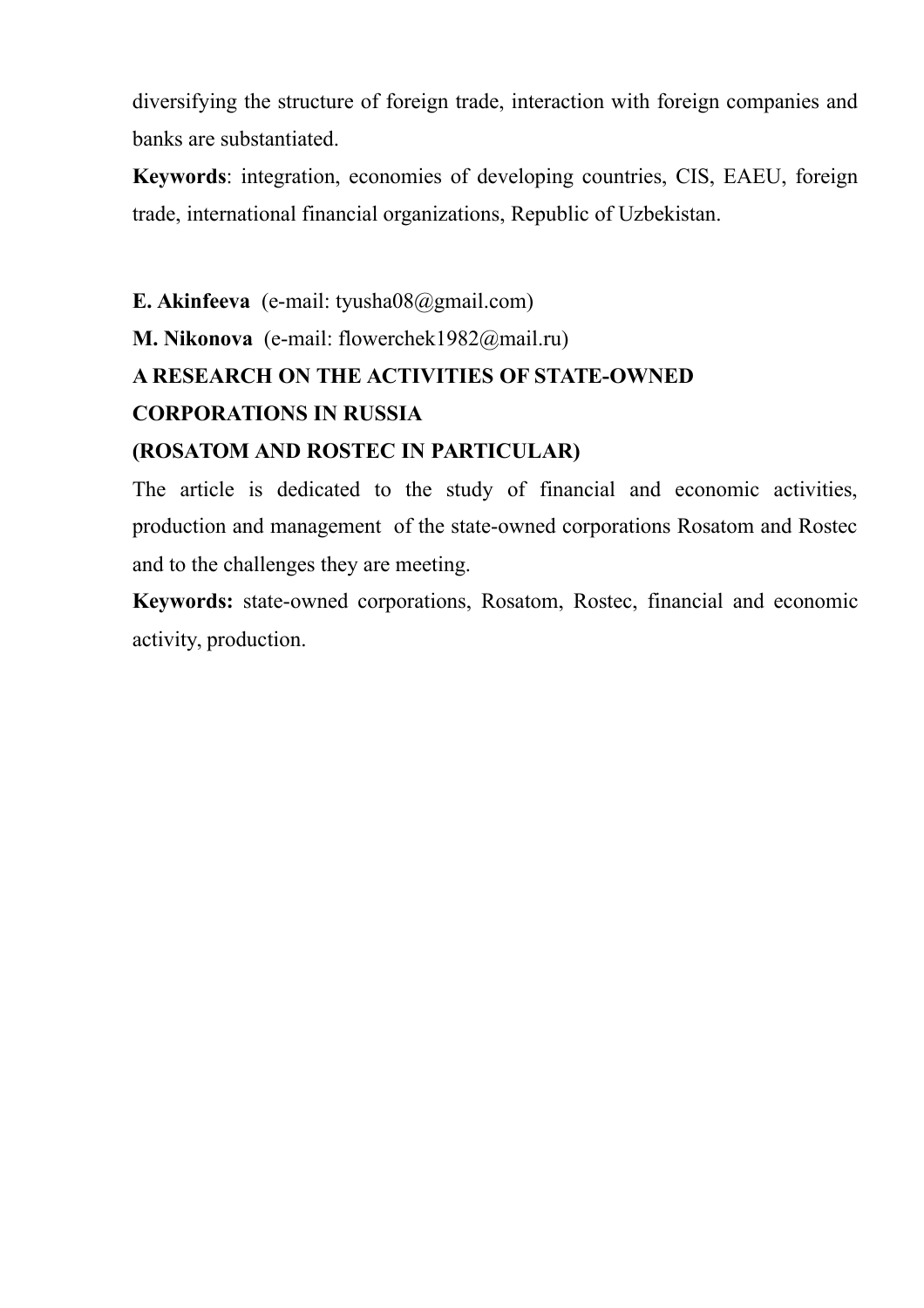diversifying the structure of foreign trade, interaction with foreign companies and banks are substantiated.

**Keywords**: integration, economies of developing countries, CIS, EAEU, foreign trade, international financial organizations, Republic of Uzbekistan.

**E. Akinfeeva** (e-mail: tyusha08@gmail.com)

**M. Nikonova** (e-mail: flowerchek1982@mail.ru)

**A RESEARCH ON THE ACTIVITIES OF STATE-OWNED CORPORATIONS IN RUSSIA (ROSATOM AND ROSTEC IN PARTICULAR)**

The article is dedicated to the study of financial and economic activities, production and management of the state-owned corporations Rosatom and Rostec and to the challenges they are meeting.

**Keywords:** state-owned corporations, Rosatom, Rostec, financial and economic activity, production.